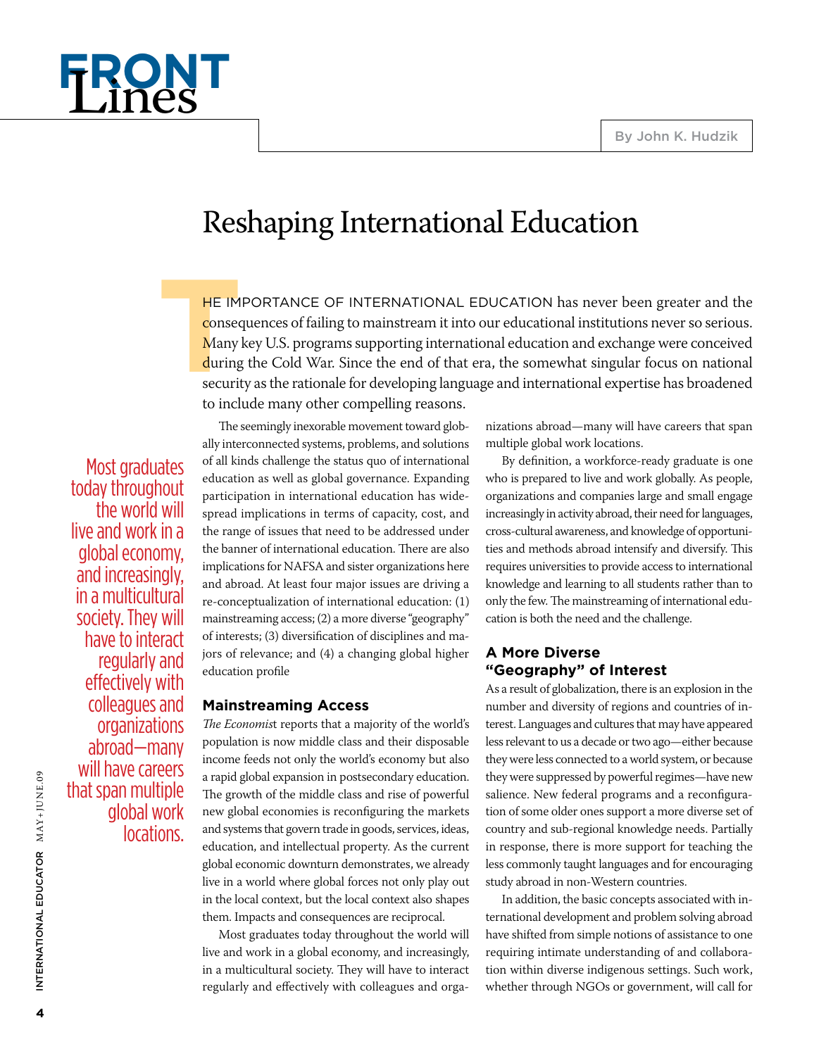# FRONT Lines

By John K. Hudzik

## Reshaping International Education

THE IMPORTANCE OF INTERNATIONAL EDUCATION has never been greater and the consequences of failing to mainstream it into our educational institutions never so serious. Many key U.S. programs supporting international education and exchange were conceived during the Cold War. Since the end of that era, the somewhat singular focus on national security as the rationale for developing language and international expertise has broadened to include many other compelling reasons.

The seemingly inexorable movement toward globally interconnected systems, problems, and solutions of all kinds challenge the status quo of international education as well as global governance. Expanding participation in international education has widespread implications in terms of capacity, cost, and the range of issues that need to be addressed under the banner of international education. There are also implications for NAFSA and sister organizations here and abroad. At least four major issues are driving a re-conceptualization of international education: (1) mainstreaming access; (2) a more diverse "geography" of interests; (3) diversification of disciplines and majors of relevance; and (4) a changing global higher education profile

### Mainstreaming Access

*The Economist* reports that a majority of the world's population is now middle class and their disposable income feeds not only the world's economy but also a rapid global expansion in postsecondary education. The growth of the middle class and rise of powerful new global economies is reconfiguring the markets and systems that govern trade in goods, services, ideas, education, and intellectual property. As the current global economic downturn demonstrates, we already live in a world where global forces not only play out in the local context, but the local context also shapes them. Impacts and consequences are reciprocal.

Most graduates today throughout the world will live and work in a global economy, and increasingly, in a multicultural society. They will have to interact regularly and effectively with colleagues and organizations abroad—many will have careers that span multiple global work locations.

By definition, a workforce-ready graduate is one who is prepared to live and work globally. As people, organizations and companies large and small engage increasingly in activity abroad, their need for languages, cross-cultural awareness, and knowledge of opportunities and methods abroad intensify and diversify. This requires universities to provide access to international knowledge and learning to all students rather than to only the few. The mainstreaming of international education is both the need and the challenge.

### A More Diverse "Geography" of Interest

As a result of globalization, there is an explosion in the number and diversity of regions and countries of interest. Languages and cultures that may have appeared less relevant to us a decade or two ago—either because they were less connected to a world system, or because they were suppressed by powerful regimes—have new salience. New federal programs and a reconfiguration of some older ones support a more diverse set of country and sub-regional knowledge needs. Partially in response, there is more support for teaching the less commonly taught languages and for encouraging study abroad in non-Western countries.

In addition, the basic concepts associated with international development and problem solving abroad have shifted from simple notions of assistance to one requiring intimate understanding of and collaboration within diverse indigenous settings. Such work, whether through NGOs or government, will call for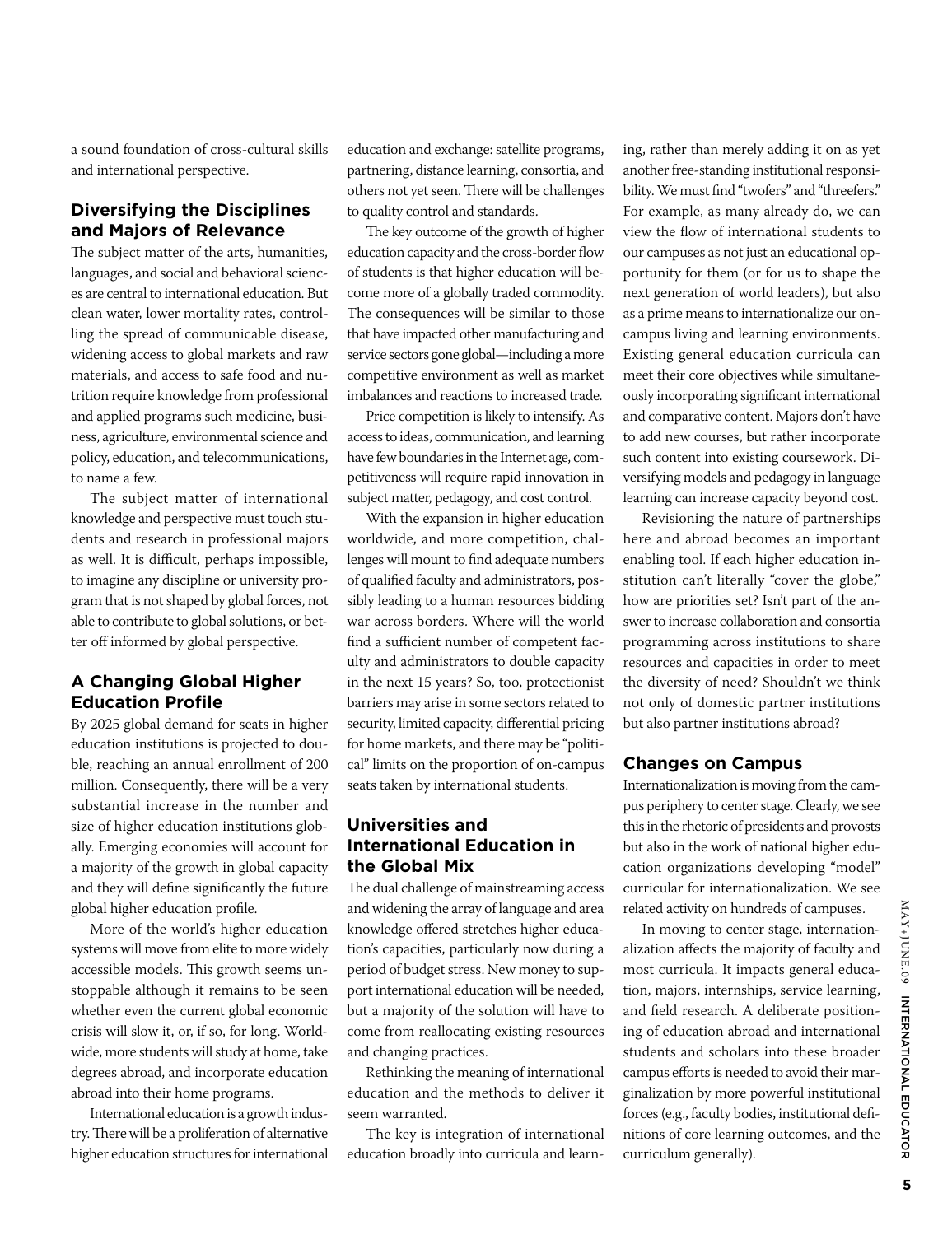a sound foundation of cross-cultural skills and international perspective.

## Diversifying the Disciplines and Majors of Relevance

The subject matter of the arts, humanities, languages, and social and behavioral sciences are central to international education. But clean water, lower mortality rates, controlling the spread of communicable disease, widening access to global markets and raw materials, and access to safe food and nutrition require knowledge from professional and applied programs such medicine, business, agriculture, environmental science and policy, education, and telecommunications, to name a few.

The subject matter of international knowledge and perspective must touch students and research in professional majors as well. It is difficult, perhaps impossible, to imagine any discipline or university program that is not shaped by global forces, not able to contribute to global solutions, or better off informed by global perspective.

## A Changing Global Higher Education Profile

By 2025 global demand for seats in higher education institutions is projected to double, reaching an annual enrollment of 200 million. Consequently, there will be a very substantial increase in the number and size of higher education institutions globally. Emerging economies will account for a majority of the growth in global capacity and they will define significantly the future global higher education profile.

More of the world's higher education systems will move from elite to more widely accessible models. This growth seems unstoppable although it remains to be seen whether even the current global economic crisis will slow it, or, if so, for long. Worldwide, more students will study at home, take degrees abroad, and incorporate education abroad into their home programs.

International education is a growth industry. There will be a proliferation of alternative higher education structures for international education and exchange: satellite programs, partnering, distance learning, consortia, and others not yet seen. There will be challenges to quality control and standards.

The key outcome of the growth of higher education capacity and the cross-border flow of students is that higher education will become more of a globally traded commodity. The consequences will be similar to those that have impacted other manufacturing and service sectors gone global—including a more competitive environment as well as market imbalances and reactions to increased trade.

Price competition is likely to intensify. As access to ideas, communication, and learning have few boundaries in the Internet age, competitiveness will require rapid innovation in subject matter, pedagogy, and cost control.

With the expansion in higher education worldwide, and more competition, challenges will mount to find adequate numbers of qualified faculty and administrators, possibly leading to a human resources bidding war across borders. Where will the world find a sufficient number of competent faculty and administrators to double capacity in the next 15 years? So, too, protectionist barriers may arise in some sectors related to security, limited capacity, differential pricing for home markets, and there may be "political" limits on the proportion of on-campus seats taken by international students.

## Universities and International Education in the Global Mix

The dual challenge of mainstreaming access and widening the array of language and area knowledge offered stretches higher education's capacities, particularly now during a period of budget stress. New money to support international education will be needed, but a majority of the solution will have to come from reallocating existing resources and changing practices.

Rethinking the meaning of international education and the methods to deliver it seem warranted.

The key is integration of international education broadly into curricula and learning, rather than merely adding it on as yet another free-standing institutional responsibility. We must find "twofers" and "threefers." For example, as many already do, we can view the flow of international students to our campuses as not just an educational opportunity for them (or for us to shape the next generation of world leaders), but also as a prime means to internationalize our on-campus living and learning environments. Existing general education curricula can meet their core objectives while simultaneously incorporating significant international and comparative content. Majors don't have to add new courses, but rather incorporate such content into existing coursework. Diversifying models and pedagogy in language learning can increase capacity beyond cost.

Revisioning the nature of partnerships here and abroad becomes an important enabling tool. If each higher education institution can't literally "cover the globe," how are priorities set? Isn't part of the answer to increase collaboration and consortia programming across institutions to share resources and capacities in order to meet the diversity of need? Shouldn't we think not only of domestic partner institutions but also partner institutions abroad?

## Changes on Campus

Internationalization is moving from the campus periphery to center stage. Clearly, we see this in the rhetoric of presidents and provosts but also in the work of national higher education organizations developing "model" curricular for internationalization. We see related activity on hundreds of campuses.

In moving to center stage, internationalization affects the majority of faculty and most curricula. It impacts general education, majors, internships, service learning, and field research. A deliberate positioning of education abroad and international students and scholars into these broader campus efforts is needed to avoid their marginalization by more powerful institutional forces (e.g., faculty bodies, institutional definitions of core learning outcomes, and the curriculum generally).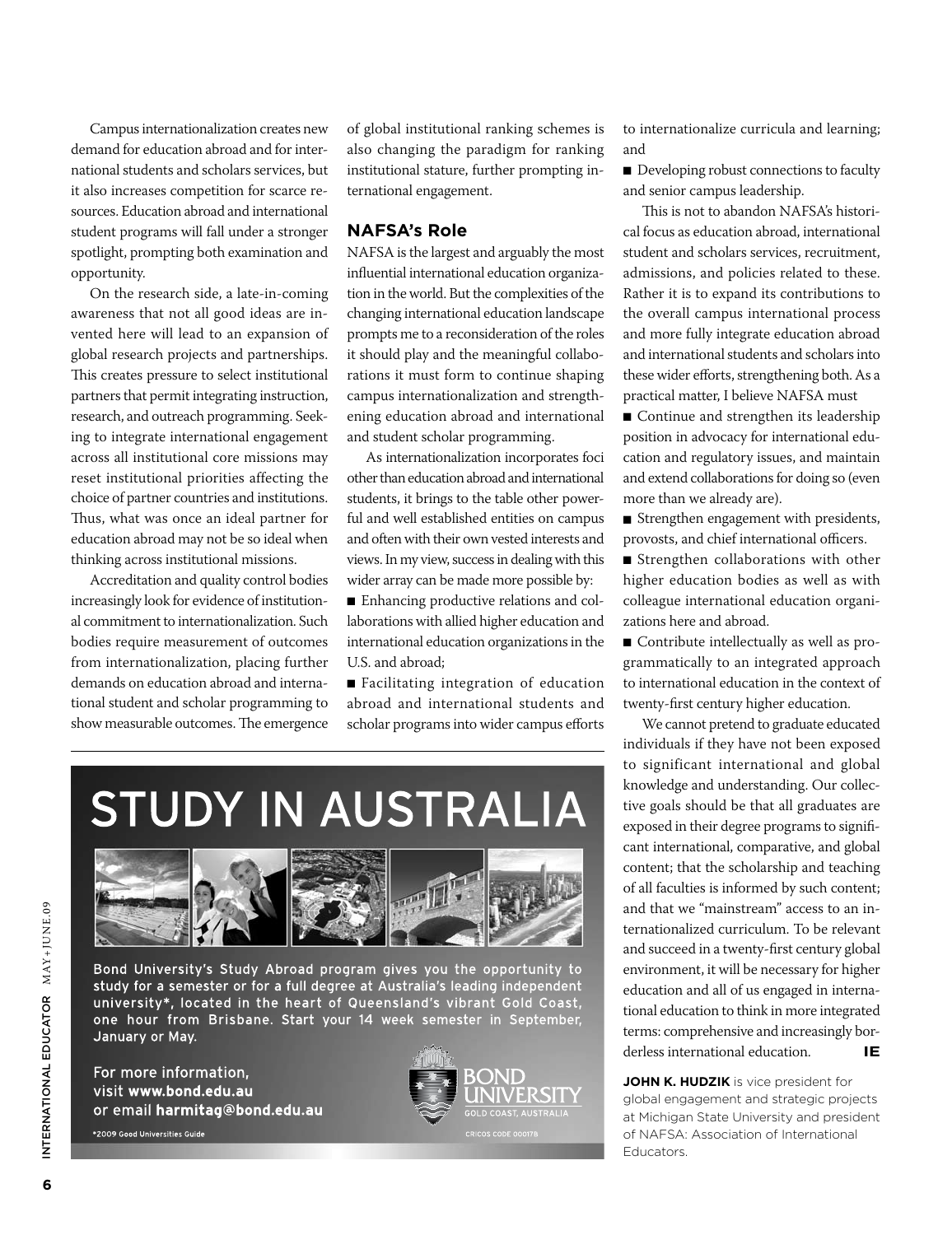Campus internationalization creates new demand for education abroad and for international students and scholars services, but it also increases competition for scarce resources. Education abroad and international student programs will fall under a stronger spotlight, prompting both examination and opportunity.

On the research side, a late-in-coming awareness that not all good ideas are invented here will lead to an expansion of global research projects and partnerships. This creates pressure to select institutional partners that permit integrating instruction, research, and outreach programming. Seeking to integrate international engagement across all institutional core missions may reset institutional priorities affecting the choice of partner countries and institutions. Thus, what was once an ideal partner for education abroad may not be so ideal when thinking across institutional missions.

Accreditation and quality control bodies increasingly look for evidence of institutional commitment to internationalization. Such bodies require measurement of outcomes from internationalization, placing further demands on education abroad and international student and scholar programming to show measurable outcomes. The emergence of global institutional ranking schemes is also changing the paradigm for ranking institutional stature, further prompting international engagement.

## NAFSA's Role

NAFSA is the largest and arguably the most influential international education organization in the world. But the complexities of the changing international education landscape prompts me to a reconsideration of the roles it should play and the meaningful collaborations it must form to continue shaping campus internationalization and strengthening education abroad and international and student scholar programming.

As internationalization incorporates foci other than education abroad and international students, it brings to the table other powerful and well established entities on campus and often with their own vested interests and views. In my view, success in dealing with this wider array can be made more possible by:

- Enhancing productive relations and collaborations with allied higher education and international education organizations in the U.S. and abroad;
- Facilitating integration of education abroad and international students and scholar programs into wider campus efforts to internationalize curricula and learning; and
- Developing robust connections to faculty and senior campus leadership.

This is not to abandon NAFSA's historical focus as education abroad, international student and scholars services, recruitment, admissions, and policies related to these. Rather it is to expand its contributions to the overall campus international process and more fully integrate education abroad and international students and scholars into these wider efforts, strengthening both. As a practical matter, I believe NAFSA must

- Continue and strengthen its leadership position in advocacy for international education and regulatory issues, and maintain and extend collaborations for doing so (even more than we already are).
- Strengthen engagement with presidents, provosts, and chief international officers.
- Strengthen collaborations with other higher education bodies as well as with colleague international education organizations here and abroad.
- Contribute intellectually as well as programmatically to an integrated approach to international education in the context of twenty-first century higher education.

We cannot pretend to graduate educated individuals if they have not been exposed to significant international and global knowledge and understanding. Our collective goals should be that all graduates are exposed in their degree programs to significant international, comparative, and global content; that the scholarship and teaching of all faculties is informed by such content; and that we "mainstream" access to an internationalized curriculum. To be relevant and succeed in a twenty-first century global environment, it will be necessary for higher education and all of us engaged in international education to think in more integrated terms: comprehensive and increasingly borderless international education. **IE**

**JOHN K. HUDZIK** is vice president for global engagement and strategic projects at Michigan State University and president of NAFSA: Association of International Educators.

# STUDY IN AUSTRALIA

Bond University's Study Abroad program gives you the opportunity to study for a semester or for a full degree at Australia's leading independent university*, located in the heart of Queensland's vibrant Gold Coast, one hour from Brisbane. Start your 14 week semester in September, January or May.

For more information,
visit **www.bond.edu.au**
or email **harmitag@bond.edu.au**

*2009 Good Universities Guide

BOND UNIVERSITY
GOLD COAST, AUSTRALIA

CRICOS CODE 00017B